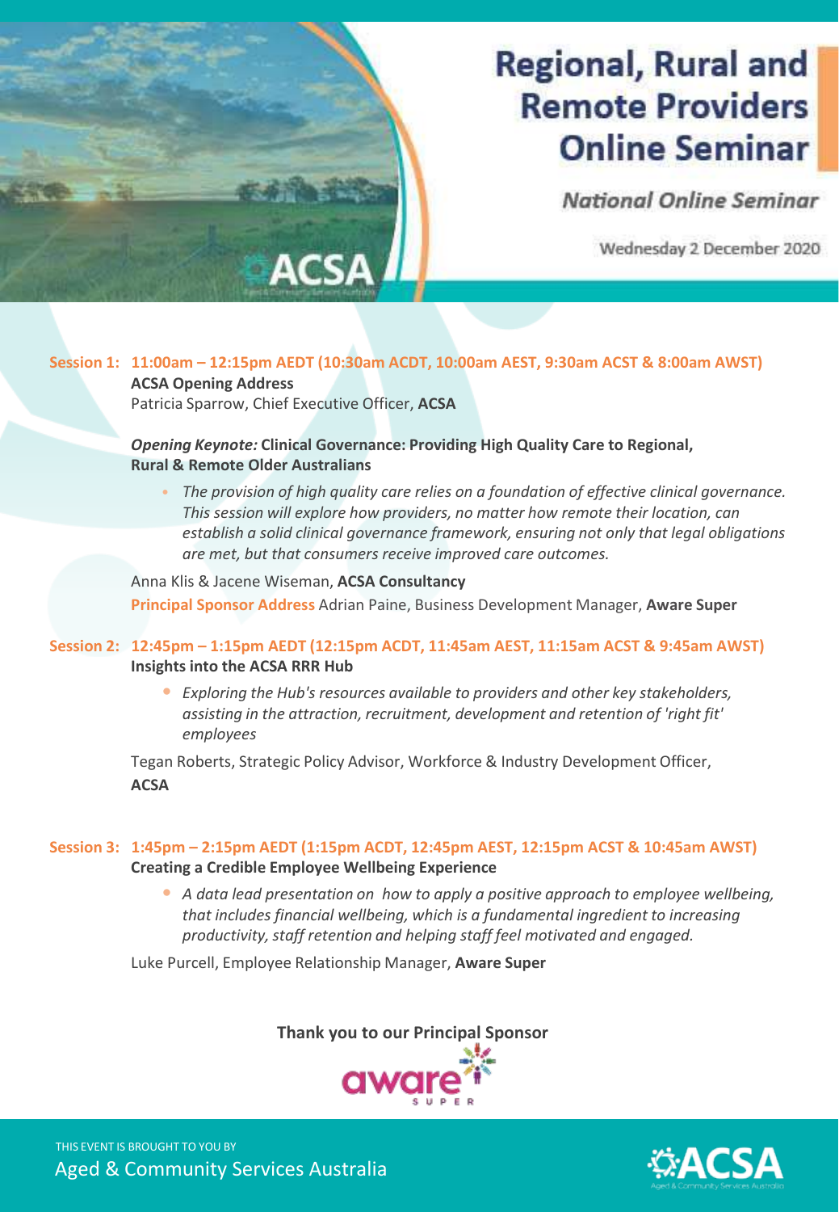# Regional, Rural and Remote Providers Online Seminar

*National Online Seminar*

Wednesday 2 December 2020

**Session 1: 11:00am – 12:15pm AEDT (10:30am ACDT, 10:00am AEST, 9:30am ACST & 8:00am AWST)**

**ACSA Opening Address**

Patricia Sparrow, Chief Executive Officer, **ACSA**

***Opening Keynote:* Clinical Governance: Providing High Quality Care to Regional, Rural & Remote Older Australians**

- *The provision of high quality care relies on a foundation of effective clinical governance. This session will explore how providers, no matter how remote their location, can establish a solid clinical governance framework, ensuring not only that legal obligations are met, but that consumers receive improved care outcomes.*

Anna Klis & Jacene Wiseman, **ACSA Consultancy**

**Principal Sponsor Address** Adrian Paine, Business Development Manager, **Aware Super**

**Session 2: 12:45pm – 1:15pm AEDT (12:15pm ACDT, 11:45am AEST, 11:15am ACST & 9:45am AWST)**

**Insights into the ACSA RRR Hub**

- *Exploring the Hub's resources available to providers and other key stakeholders, assisting in the attraction, recruitment, development and retention of 'right fit' employees*

Tegan Roberts, Strategic Policy Advisor, Workforce & Industry Development Officer, **ACSA**

**Session 3: 1:45pm – 2:15pm AEDT (1:15pm ACDT, 12:45pm AEST, 12:15pm ACST & 10:45am AWST)**

**Creating a Credible Employee Wellbeing Experience**

- *A data lead presentation on how to apply a positive approach to employee wellbeing, that includes financial wellbeing, which is a fundamental ingredient to increasing productivity, staff retention and helping staff feel motivated and engaged.*

Luke Purcell, Employee Relationship Manager, **Aware Super**

**Thank you to our Principal Sponsor**

aware SUPER

THIS EVENT IS BROUGHT TO YOU BY

Aged & Community Services Australia

ACSA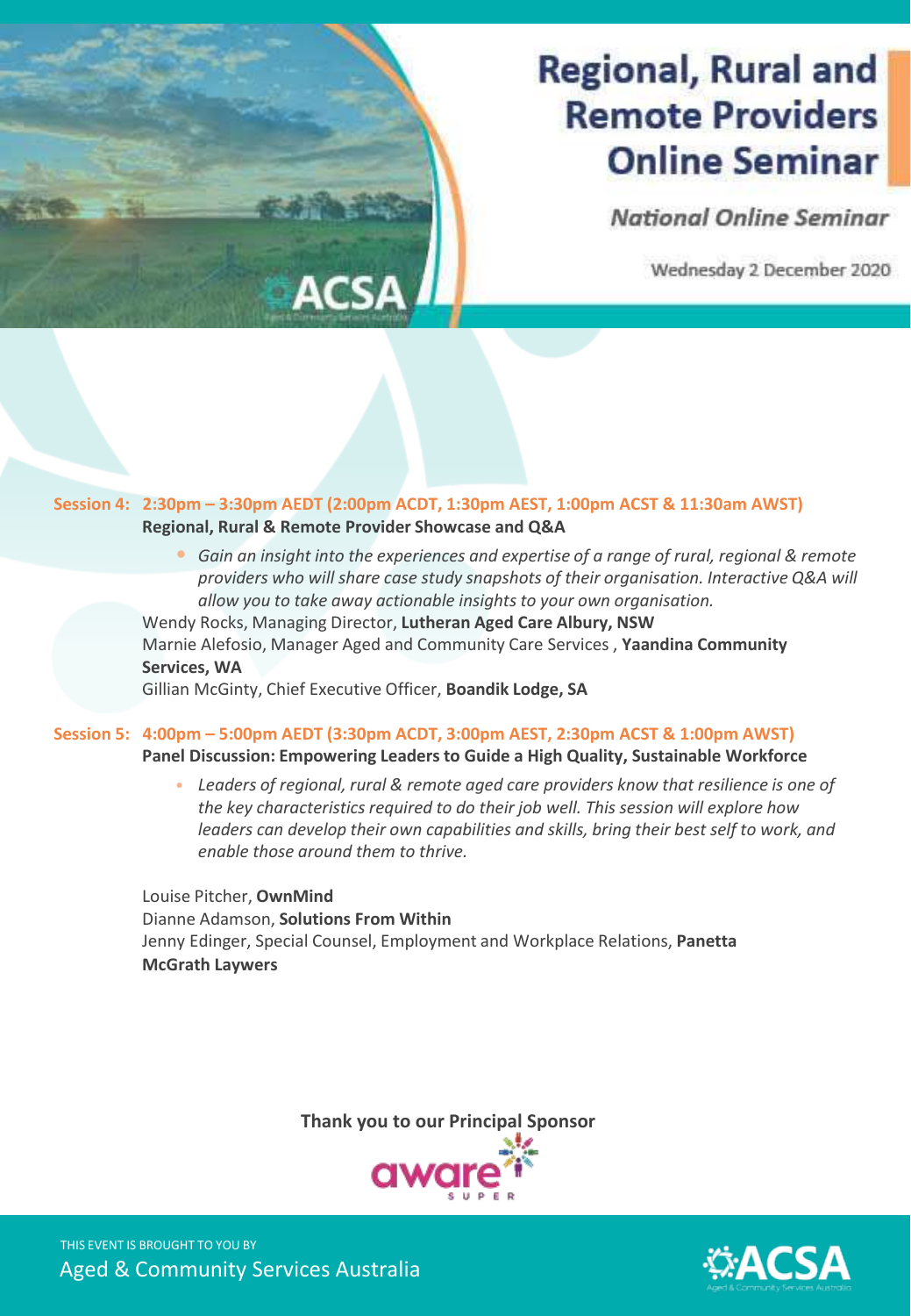# Regional, Rural and Remote Providers Online Seminar

*National Online Seminar*

Wednesday 2 December 2020

**Session 4: 2:30pm – 3:30pm AEDT (2:00pm ACDT, 1:30pm AEST, 1:00pm ACST & 11:30am AWST)**

**Regional, Rural & Remote Provider Showcase and Q&A**

- *Gain an insight into the experiences and expertise of a range of rural, regional & remote providers who will share case study snapshots of their organisation. Interactive Q&A will allow you to take away actionable insights to your own organisation.*

Wendy Rocks, Managing Director, **Lutheran Aged Care Albury, NSW**
Marnie Alefosio, Manager Aged and Community Care Services , **Yaandina Community Services, WA**
Gillian McGinty, Chief Executive Officer, **Boandik Lodge, SA**

**Session 5: 4:00pm – 5:00pm AEDT (3:30pm ACDT, 3:00pm AEST, 2:30pm ACST & 1:00pm AWST)**

**Panel Discussion: Empowering Leaders to Guide a High Quality, Sustainable Workforce**

- *Leaders of regional, rural & remote aged care providers know that resilience is one of the key characteristics required to do their job well. This session will explore how leaders can develop their own capabilities and skills, bring their best self to work, and enable those around them to thrive.*

Louise Pitcher, **OwnMind**
Dianne Adamson, **Solutions From Within**
Jenny Edinger, Special Counsel, Employment and Workplace Relations, **Panetta McGrath Laywers**

**Thank you to our Principal Sponsor**

aware SUPER

THIS EVENT IS BROUGHT TO YOU BY
Aged & Community Services Australia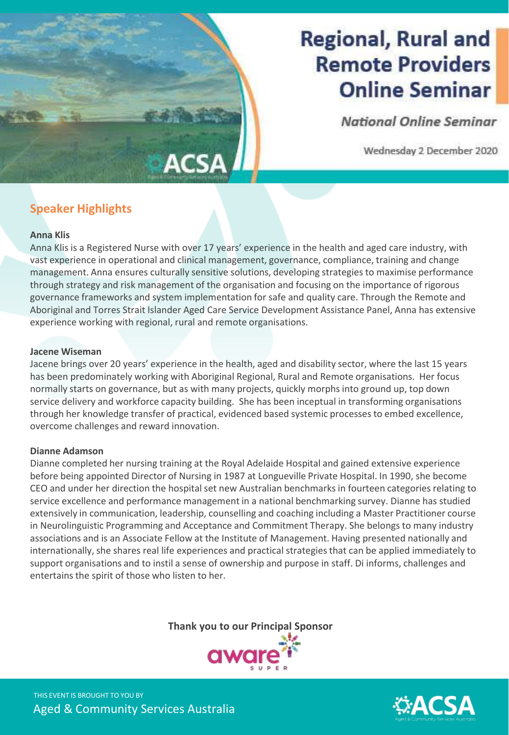# Regional, Rural and Remote Providers Online Seminar

*National Online Seminar*

Wednesday 2 December 2020

## Speaker Highlights

**Anna Klis**

Anna Klis is a Registered Nurse with over 17 years' experience in the health and aged care industry, with vast experience in operational and clinical management, governance, compliance, training and change management. Anna ensures culturally sensitive solutions, developing strategies to maximise performance through strategy and risk management of the organisation and focusing on the importance of rigorous governance frameworks and system implementation for safe and quality care. Through the Remote and Aboriginal and Torres Strait Islander Aged Care Service Development Assistance Panel, Anna has extensive experience working with regional, rural and remote organisations.

**Jacene Wiseman**

Jacene brings over 20 years' experience in the health, aged and disability sector, where the last 15 years has been predominately working with Aboriginal Regional, Rural and Remote organisations. Her focus normally starts on governance, but as with many projects, quickly morphs into ground up, top down service delivery and workforce capacity building. She has been inceptual in transforming organisations through her knowledge transfer of practical, evidenced based systemic processes to embed excellence, overcome challenges and reward innovation.

**Dianne Adamson**

Dianne completed her nursing training at the Royal Adelaide Hospital and gained extensive experience before being appointed Director of Nursing in 1987 at Longueville Private Hospital. In 1990, she become CEO and under her direction the hospital set new Australian benchmarks in fourteen categories relating to service excellence and performance management in a national benchmarking survey. Dianne has studied extensively in communication, leadership, counselling and coaching including a Master Practitioner course in Neurolinguistic Programming and Acceptance and Commitment Therapy. She belongs to many industry associations and is an Associate Fellow at the Institute of Management. Having presented nationally and internationally, she shares real life experiences and practical strategies that can be applied immediately to support organisations and to instil a sense of ownership and purpose in staff. Di informs, challenges and entertains the spirit of those who listen to her.

**Thank you to our Principal Sponsor**

aware SUPER

THIS EVENT IS BROUGHT TO YOU BY

Aged & Community Services Australia

ACSA